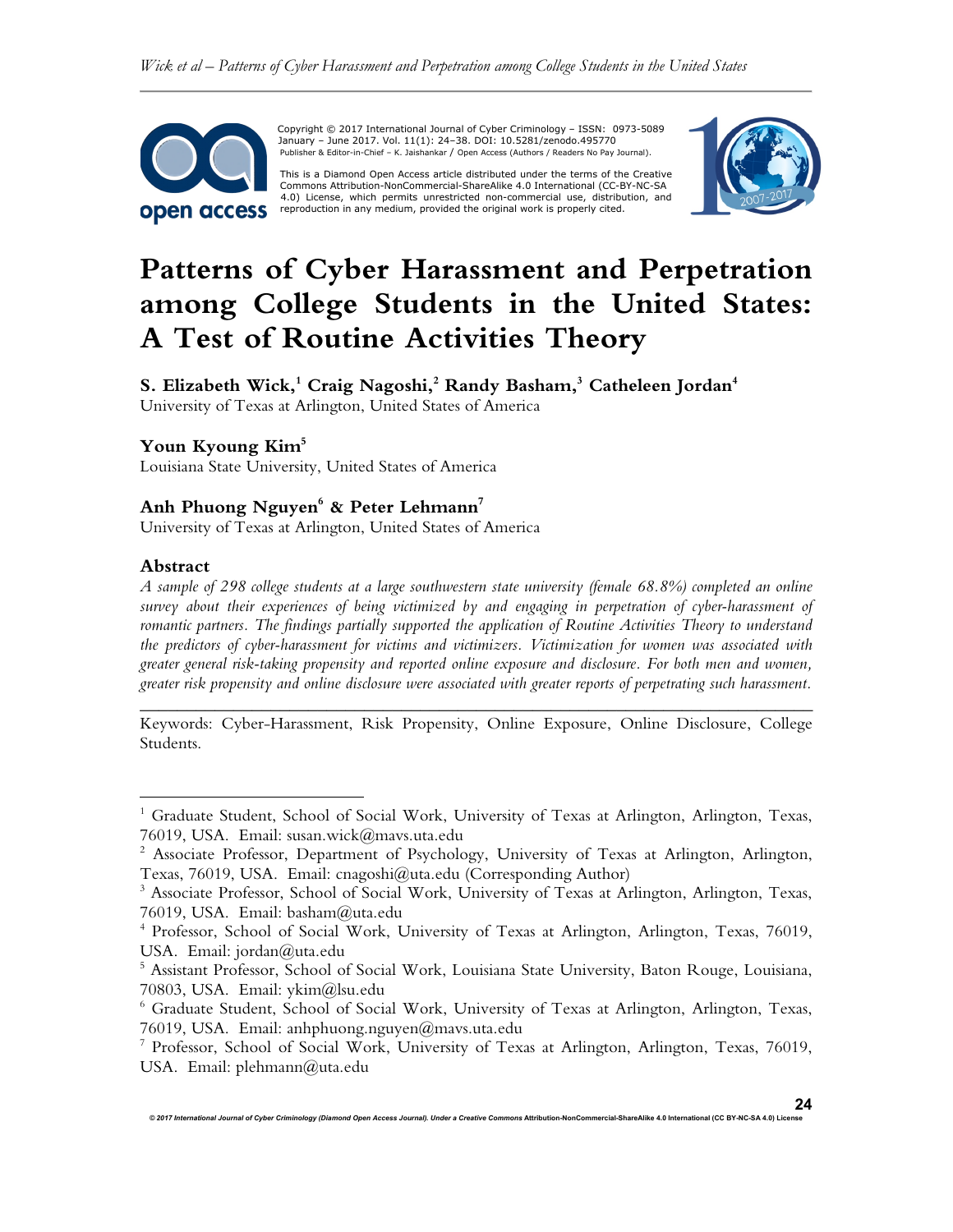Copyright © 2017 International Journal of Cyber Criminology – ISSN: 0973-5089 January – June 2017. Vol. 11(1): 24–38. DOI: 10.5281/zenodo.495770
Publisher & Editor-in-Chief – K. Jaishankar / Open Access (Authors / Readers No Pay Journal).

This is a Diamond Open Access article distributed under the terms of the Creative Commons Attribution-NonCommercial-ShareAlike 4.0 International (CC-BY-NC-SA 4.0) License, which permits unrestricted non-commercial use, distribution, and reproduction in any medium, provided the original work is properly cited.

# Patterns of Cyber Harassment and Perpetration among College Students in the United States: A Test of Routine Activities Theory

**S. Elizabeth Wick,[1] Craig Nagoshi,[2] Randy Basham,[3] Catheleen Jordan[4]**
University of Texas at Arlington, United States of America

**Youn Kyoung Kim[5]**
Louisiana State University, United States of America

**Anh Phuong Nguyen[6] & Peter Lehmann[7]**
University of Texas at Arlington, United States of America

## Abstract

*A sample of 298 college students at a large southwestern state university (female 68.8%) completed an online survey about their experiences of being victimized by and engaging in perpetration of cyber-harassment of romantic partners. The findings partially supported the application of Routine Activities Theory to understand the predictors of cyber-harassment for victims and victimizers. Victimization for women was associated with greater general risk-taking propensity and reported online exposure and disclosure. For both men and women, greater risk propensity and online disclosure were associated with greater reports of perpetrating such harassment.*

---

Keywords: Cyber-Harassment, Risk Propensity, Online Exposure, Online Disclosure, College Students.

[1] Graduate Student, School of Social Work, University of Texas at Arlington, Arlington, Texas, 76019, USA. Email: susan.wick@mavs.uta.edu

[2] Associate Professor, Department of Psychology, University of Texas at Arlington, Arlington, Texas, 76019, USA. Email: cnagoshi@uta.edu (Corresponding Author)

[3] Associate Professor, School of Social Work, University of Texas at Arlington, Arlington, Texas, 76019, USA. Email: basham@uta.edu

[4] Professor, School of Social Work, University of Texas at Arlington, Arlington, Texas, 76019, USA. Email: jordan@uta.edu

[5] Assistant Professor, School of Social Work, Louisiana State University, Baton Rouge, Louisiana, 70803, USA. Email: ykim@lsu.edu

[6] Graduate Student, School of Social Work, University of Texas at Arlington, Arlington, Texas, 76019, USA. Email: anhphuong.nguyen@mavs.uta.edu

[7] Professor, School of Social Work, University of Texas at Arlington, Arlington, Texas, 76019, USA. Email: plehmann@uta.edu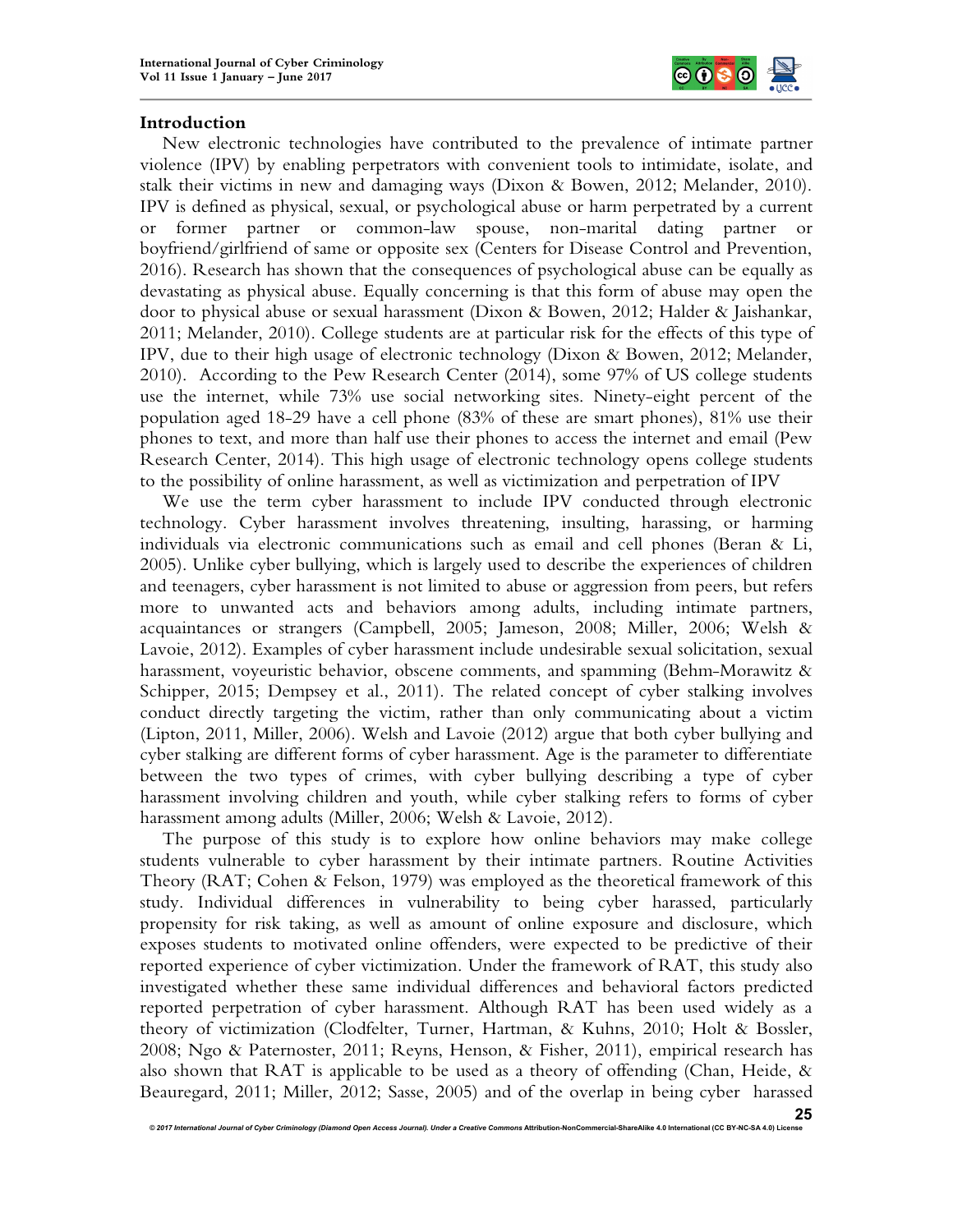## Introduction

New electronic technologies have contributed to the prevalence of intimate partner violence (IPV) by enabling perpetrators with convenient tools to intimidate, isolate, and stalk their victims in new and damaging ways (Dixon & Bowen, 2012; Melander, 2010). IPV is defined as physical, sexual, or psychological abuse or harm perpetrated by a current or former partner or common-law spouse, non-marital dating partner or boyfriend/girlfriend of same or opposite sex (Centers for Disease Control and Prevention, 2016). Research has shown that the consequences of psychological abuse can be equally as devastating as physical abuse. Equally concerning is that this form of abuse may open the door to physical abuse or sexual harassment (Dixon & Bowen, 2012; Halder & Jaishankar, 2011; Melander, 2010). College students are at particular risk for the effects of this type of IPV, due to their high usage of electronic technology (Dixon & Bowen, 2012; Melander, 2010). According to the Pew Research Center (2014), some 97% of US college students use the internet, while 73% use social networking sites. Ninety-eight percent of the population aged 18-29 have a cell phone (83% of these are smart phones), 81% use their phones to text, and more than half use their phones to access the internet and email (Pew Research Center, 2014). This high usage of electronic technology opens college students to the possibility of online harassment, as well as victimization and perpetration of IPV

We use the term cyber harassment to include IPV conducted through electronic technology. Cyber harassment involves threatening, insulting, harassing, or harming individuals via electronic communications such as email and cell phones (Beran & Li, 2005). Unlike cyber bullying, which is largely used to describe the experiences of children and teenagers, cyber harassment is not limited to abuse or aggression from peers, but refers more to unwanted acts and behaviors among adults, including intimate partners, acquaintances or strangers (Campbell, 2005; Jameson, 2008; Miller, 2006; Welsh & Lavoie, 2012). Examples of cyber harassment include undesirable sexual solicitation, sexual harassment, voyeuristic behavior, obscene comments, and spamming (Behm-Morawitz & Schipper, 2015; Dempsey et al., 2011). The related concept of cyber stalking involves conduct directly targeting the victim, rather than only communicating about a victim (Lipton, 2011, Miller, 2006). Welsh and Lavoie (2012) argue that both cyber bullying and cyber stalking are different forms of cyber harassment. Age is the parameter to differentiate between the two types of crimes, with cyber bullying describing a type of cyber harassment involving children and youth, while cyber stalking refers to forms of cyber harassment among adults (Miller, 2006; Welsh & Lavoie, 2012).

The purpose of this study is to explore how online behaviors may make college students vulnerable to cyber harassment by their intimate partners. Routine Activities Theory (RAT; Cohen & Felson, 1979) was employed as the theoretical framework of this study. Individual differences in vulnerability to being cyber harassed, particularly propensity for risk taking, as well as amount of online exposure and disclosure, which exposes students to motivated online offenders, were expected to be predictive of their reported experience of cyber victimization. Under the framework of RAT, this study also investigated whether these same individual differences and behavioral factors predicted reported perpetration of cyber harassment. Although RAT has been used widely as a theory of victimization (Clodfelter, Turner, Hartman, & Kuhns, 2010; Holt & Bossler, 2008; Ngo & Paternoster, 2011; Reyns, Henson, & Fisher, 2011), empirical research has also shown that RAT is applicable to be used as a theory of offending (Chan, Heide, & Beauregard, 2011; Miller, 2012; Sasse, 2005) and of the overlap in being cyber harassed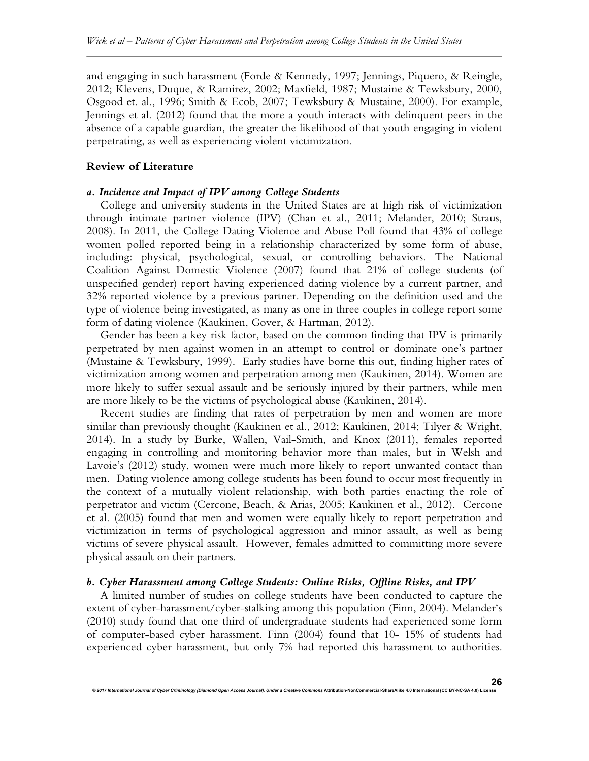and engaging in such harassment (Forde & Kennedy, 1997; Jennings, Piquero, & Reingle, 2012; Klevens, Duque, & Ramirez, 2002; Maxfield, 1987; Mustaine & Tewksbury, 2000, Osgood et. al., 1996; Smith & Ecob, 2007; Tewksbury & Mustaine, 2000). For example, Jennings et al. (2012) found that the more a youth interacts with delinquent peers in the absence of a capable guardian, the greater the likelihood of that youth engaging in violent perpetrating, as well as experiencing violent victimization.

## Review of Literature

### *a. Incidence and Impact of IPV among College Students*

College and university students in the United States are at high risk of victimization through intimate partner violence (IPV) (Chan et al., 2011; Melander, 2010; Straus, 2008). In 2011, the College Dating Violence and Abuse Poll found that 43% of college women polled reported being in a relationship characterized by some form of abuse, including: physical, psychological, sexual, or controlling behaviors. The National Coalition Against Domestic Violence (2007) found that 21% of college students (of unspecified gender) report having experienced dating violence by a current partner, and 32% reported violence by a previous partner. Depending on the definition used and the type of violence being investigated, as many as one in three couples in college report some form of dating violence (Kaukinen, Gover, & Hartman, 2012).

Gender has been a key risk factor, based on the common finding that IPV is primarily perpetrated by men against women in an attempt to control or dominate one's partner (Mustaine & Tewksbury, 1999). Early studies have borne this out, finding higher rates of victimization among women and perpetration among men (Kaukinen, 2014). Women are more likely to suffer sexual assault and be seriously injured by their partners, while men are more likely to be the victims of psychological abuse (Kaukinen, 2014).

Recent studies are finding that rates of perpetration by men and women are more similar than previously thought (Kaukinen et al., 2012; Kaukinen, 2014; Tilyer & Wright, 2014). In a study by Burke, Wallen, Vail-Smith, and Knox (2011), females reported engaging in controlling and monitoring behavior more than males, but in Welsh and Lavoie's (2012) study, women were much more likely to report unwanted contact than men. Dating violence among college students has been found to occur most frequently in the context of a mutually violent relationship, with both parties enacting the role of perpetrator and victim (Cercone, Beach, & Arias, 2005; Kaukinen et al., 2012). Cercone et al. (2005) found that men and women were equally likely to report perpetration and victimization in terms of psychological aggression and minor assault, as well as being victims of severe physical assault. However, females admitted to committing more severe physical assault on their partners.

### *b. Cyber Harassment among College Students: Online Risks, Offline Risks, and IPV*

A limited number of studies on college students have been conducted to capture the extent of cyber-harassment/cyber-stalking among this population (Finn, 2004). Melander's (2010) study found that one third of undergraduate students had experienced some form of computer-based cyber harassment. Finn (2004) found that 10- 15% of students had experienced cyber harassment, but only 7% had reported this harassment to authorities.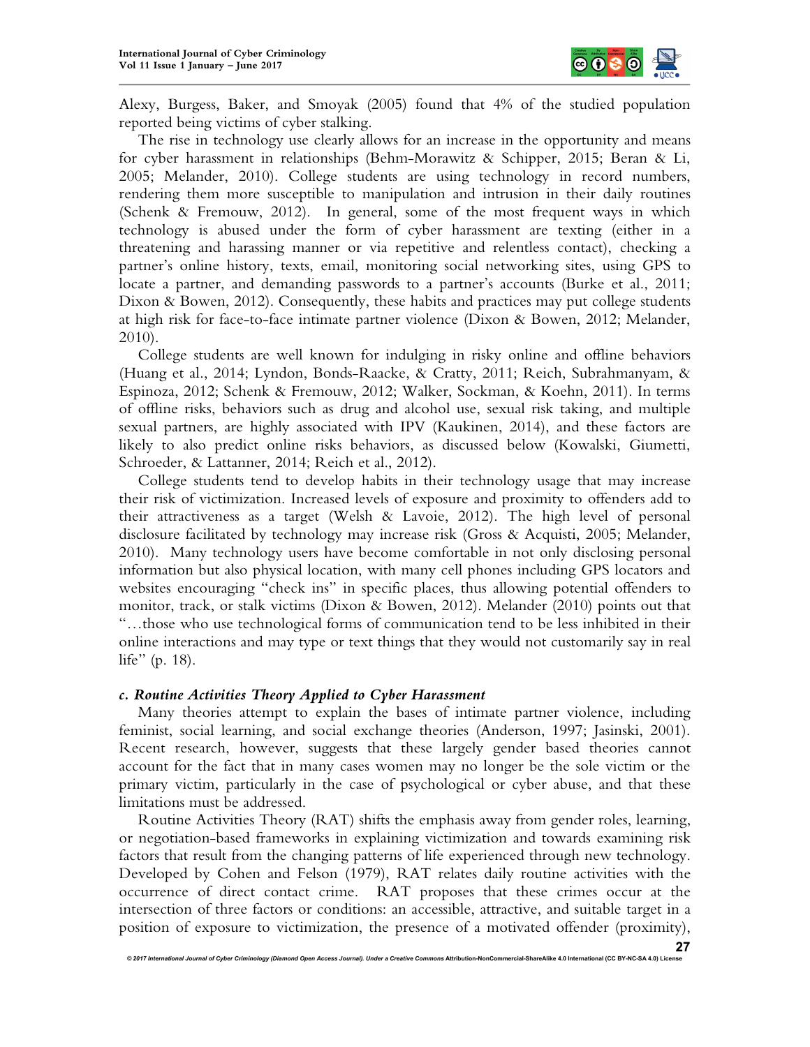Alexy, Burgess, Baker, and Smoyak (2005) found that 4% of the studied population reported being victims of cyber stalking.

The rise in technology use clearly allows for an increase in the opportunity and means for cyber harassment in relationships (Behm-Morawitz & Schipper, 2015; Beran & Li, 2005; Melander, 2010). College students are using technology in record numbers, rendering them more susceptible to manipulation and intrusion in their daily routines (Schenk & Fremouw, 2012). In general, some of the most frequent ways in which technology is abused under the form of cyber harassment are texting (either in a threatening and harassing manner or via repetitive and relentless contact), checking a partner's online history, texts, email, monitoring social networking sites, using GPS to locate a partner, and demanding passwords to a partner's accounts (Burke et al., 2011; Dixon & Bowen, 2012). Consequently, these habits and practices may put college students at high risk for face-to-face intimate partner violence (Dixon & Bowen, 2012; Melander, 2010).

College students are well known for indulging in risky online and offline behaviors (Huang et al., 2014; Lyndon, Bonds-Raacke, & Cratty, 2011; Reich, Subrahmanyam, & Espinoza, 2012; Schenk & Fremouw, 2012; Walker, Sockman, & Koehn, 2011). In terms of offline risks, behaviors such as drug and alcohol use, sexual risk taking, and multiple sexual partners, are highly associated with IPV (Kaukinen, 2014), and these factors are likely to also predict online risks behaviors, as discussed below (Kowalski, Giumetti, Schroeder, & Lattanner, 2014; Reich et al., 2012).

College students tend to develop habits in their technology usage that may increase their risk of victimization. Increased levels of exposure and proximity to offenders add to their attractiveness as a target (Welsh & Lavoie, 2012). The high level of personal disclosure facilitated by technology may increase risk (Gross & Acquisti, 2005; Melander, 2010). Many technology users have become comfortable in not only disclosing personal information but also physical location, with many cell phones including GPS locators and websites encouraging "check ins" in specific places, thus allowing potential offenders to monitor, track, or stalk victims (Dixon & Bowen, 2012). Melander (2010) points out that "…those who use technological forms of communication tend to be less inhibited in their online interactions and may type or text things that they would not customarily say in real life" (p. 18).

### *c. Routine Activities Theory Applied to Cyber Harassment*

Many theories attempt to explain the bases of intimate partner violence, including feminist, social learning, and social exchange theories (Anderson, 1997; Jasinski, 2001). Recent research, however, suggests that these largely gender based theories cannot account for the fact that in many cases women may no longer be the sole victim or the primary victim, particularly in the case of psychological or cyber abuse, and that these limitations must be addressed.

Routine Activities Theory (RAT) shifts the emphasis away from gender roles, learning, or negotiation-based frameworks in explaining victimization and towards examining risk factors that result from the changing patterns of life experienced through new technology. Developed by Cohen and Felson (1979), RAT relates daily routine activities with the occurrence of direct contact crime. RAT proposes that these crimes occur at the intersection of three factors or conditions: an accessible, attractive, and suitable target in a position of exposure to victimization, the presence of a motivated offender (proximity),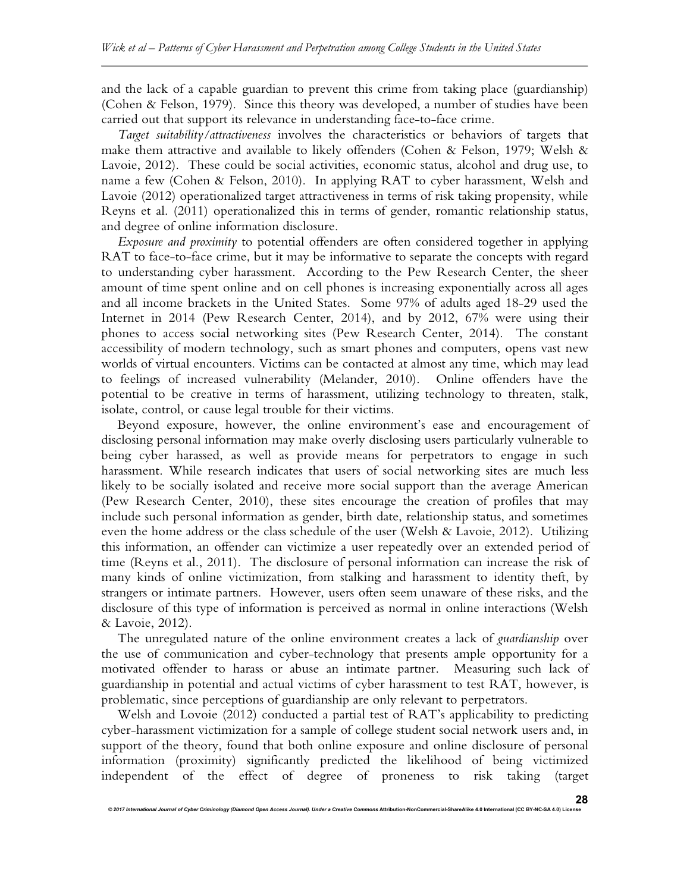and the lack of a capable guardian to prevent this crime from taking place (guardianship) (Cohen & Felson, 1979). Since this theory was developed, a number of studies have been carried out that support its relevance in understanding face-to-face crime.

*Target suitability/attractiveness* involves the characteristics or behaviors of targets that make them attractive and available to likely offenders (Cohen & Felson, 1979; Welsh & Lavoie, 2012). These could be social activities, economic status, alcohol and drug use, to name a few (Cohen & Felson, 2010). In applying RAT to cyber harassment, Welsh and Lavoie (2012) operationalized target attractiveness in terms of risk taking propensity, while Reyns et al. (2011) operationalized this in terms of gender, romantic relationship status, and degree of online information disclosure.

*Exposure and proximity* to potential offenders are often considered together in applying RAT to face-to-face crime, but it may be informative to separate the concepts with regard to understanding cyber harassment. According to the Pew Research Center, the sheer amount of time spent online and on cell phones is increasing exponentially across all ages and all income brackets in the United States. Some 97% of adults aged 18-29 used the Internet in 2014 (Pew Research Center, 2014), and by 2012, 67% were using their phones to access social networking sites (Pew Research Center, 2014). The constant accessibility of modern technology, such as smart phones and computers, opens vast new worlds of virtual encounters. Victims can be contacted at almost any time, which may lead to feelings of increased vulnerability (Melander, 2010). Online offenders have the potential to be creative in terms of harassment, utilizing technology to threaten, stalk, isolate, control, or cause legal trouble for their victims.

Beyond exposure, however, the online environment's ease and encouragement of disclosing personal information may make overly disclosing users particularly vulnerable to being cyber harassed, as well as provide means for perpetrators to engage in such harassment. While research indicates that users of social networking sites are much less likely to be socially isolated and receive more social support than the average American (Pew Research Center, 2010), these sites encourage the creation of profiles that may include such personal information as gender, birth date, relationship status, and sometimes even the home address or the class schedule of the user (Welsh & Lavoie, 2012). Utilizing this information, an offender can victimize a user repeatedly over an extended period of time (Reyns et al., 2011). The disclosure of personal information can increase the risk of many kinds of online victimization, from stalking and harassment to identity theft, by strangers or intimate partners. However, users often seem unaware of these risks, and the disclosure of this type of information is perceived as normal in online interactions (Welsh & Lavoie, 2012).

The unregulated nature of the online environment creates a lack of *guardianship* over the use of communication and cyber-technology that presents ample opportunity for a motivated offender to harass or abuse an intimate partner. Measuring such lack of guardianship in potential and actual victims of cyber harassment to test RAT, however, is problematic, since perceptions of guardianship are only relevant to perpetrators.

Welsh and Lovoie (2012) conducted a partial test of RAT's applicability to predicting cyber-harassment victimization for a sample of college student social network users and, in support of the theory, found that both online exposure and online disclosure of personal information (proximity) significantly predicted the likelihood of being victimized independent of the effect of degree of proneness to risk taking (target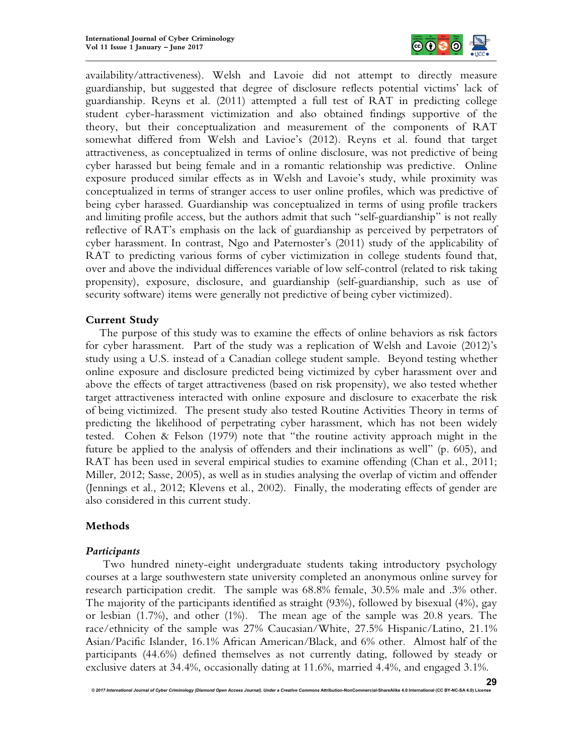availability/attractiveness). Welsh and Lavoie did not attempt to directly measure guardianship, but suggested that degree of disclosure reflects potential victims' lack of guardianship. Reyns et al. (2011) attempted a full test of RAT in predicting college student cyber-harassment victimization and also obtained findings supportive of the theory, but their conceptualization and measurement of the components of RAT somewhat differed from Welsh and Lavioe's (2012). Reyns et al. found that target attractiveness, as conceptualized in terms of online disclosure, was not predictive of being cyber harassed but being female and in a romantic relationship was predictive. Online exposure produced similar effects as in Welsh and Lavoie's study, while proximity was conceptualized in terms of stranger access to user online profiles, which was predictive of being cyber harassed. Guardianship was conceptualized in terms of using profile trackers and limiting profile access, but the authors admit that such "self-guardianship" is not really reflective of RAT's emphasis on the lack of guardianship as perceived by perpetrators of cyber harassment. In contrast, Ngo and Paternoster's (2011) study of the applicability of RAT to predicting various forms of cyber victimization in college students found that, over and above the individual differences variable of low self-control (related to risk taking propensity), exposure, disclosure, and guardianship (self-guardianship, such as use of security software) items were generally not predictive of being cyber victimized).

## Current Study

The purpose of this study was to examine the effects of online behaviors as risk factors for cyber harassment. Part of the study was a replication of Welsh and Lavoie (2012)'s study using a U.S. instead of a Canadian college student sample. Beyond testing whether online exposure and disclosure predicted being victimized by cyber harassment over and above the effects of target attractiveness (based on risk propensity), we also tested whether target attractiveness interacted with online exposure and disclosure to exacerbate the risk of being victimized. The present study also tested Routine Activities Theory in terms of predicting the likelihood of perpetrating cyber harassment, which has not been widely tested. Cohen & Felson (1979) note that "the routine activity approach might in the future be applied to the analysis of offenders and their inclinations as well" (p. 605), and RAT has been used in several empirical studies to examine offending (Chan et al., 2011; Miller, 2012; Sasse, 2005), as well as in studies analysing the overlap of victim and offender (Jennings et al., 2012; Klevens et al., 2002). Finally, the moderating effects of gender are also considered in this current study.

## Methods

### *Participants*

Two hundred ninety-eight undergraduate students taking introductory psychology courses at a large southwestern state university completed an anonymous online survey for research participation credit. The sample was 68.8% female, 30.5% male and .3% other. The majority of the participants identified as straight (93%), followed by bisexual (4%), gay or lesbian (1.7%), and other (1%). The mean age of the sample was 20.8 years. The race/ethnicity of the sample was 27% Caucasian/White, 27.5% Hispanic/Latino, 21.1% Asian/Pacific Islander, 16.1% African American/Black, and 6% other. Almost half of the participants (44.6%) defined themselves as not currently dating, followed by steady or exclusive daters at 34.4%, occasionally dating at 11.6%, married 4.4%, and engaged 3.1%.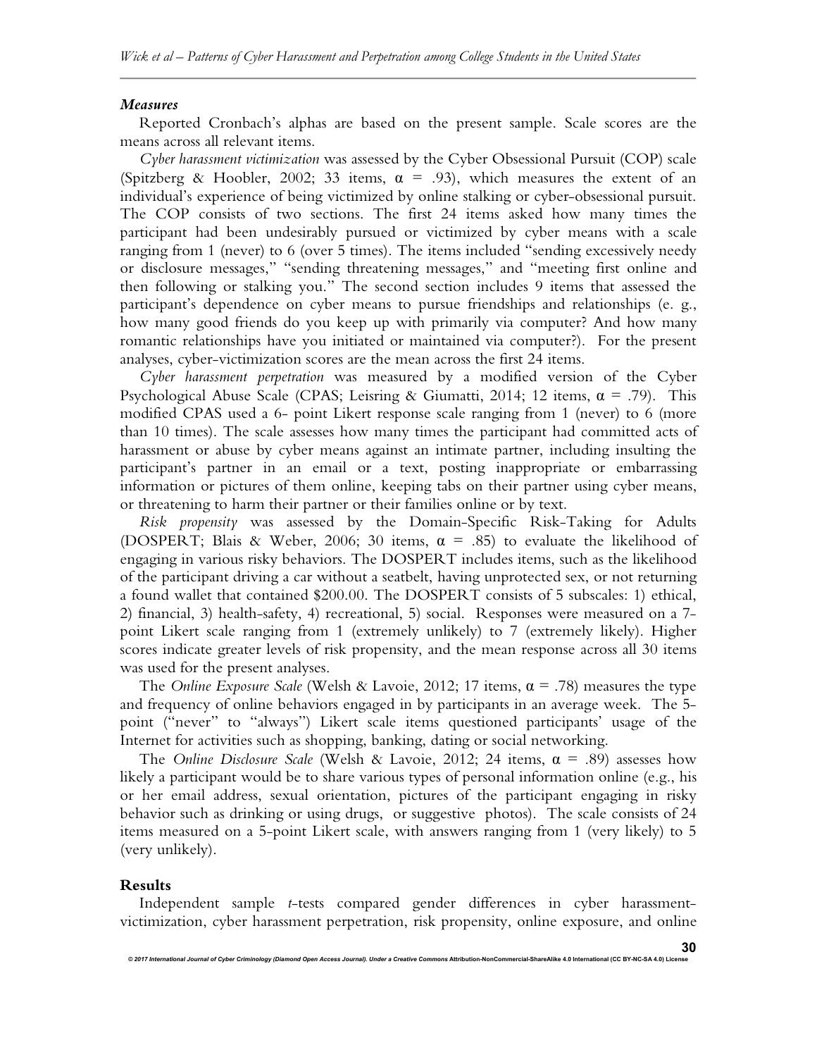### *Measures*

Reported Cronbach's alphas are based on the present sample. Scale scores are the means across all relevant items.

*Cyber harassment victimization* was assessed by the Cyber Obsessional Pursuit (COP) scale (Spitzberg & Hoobler, 2002; 33 items, $\alpha$ = .93), which measures the extent of an individual's experience of being victimized by online stalking or cyber-obsessional pursuit. The COP consists of two sections. The first 24 items asked how many times the participant had been undesirably pursued or victimized by cyber means with a scale ranging from 1 (never) to 6 (over 5 times). The items included "sending excessively needy or disclosure messages," "sending threatening messages," and "meeting first online and then following or stalking you." The second section includes 9 items that assessed the participant's dependence on cyber means to pursue friendships and relationships (e. g., how many good friends do you keep up with primarily via computer? And how many romantic relationships have you initiated or maintained via computer?). For the present analyses, cyber-victimization scores are the mean across the first 24 items.

*Cyber harassment perpetration* was measured by a modified version of the Cyber Psychological Abuse Scale (CPAS; Leisring & Giumatti, 2014; 12 items, $\alpha$ = .79). This modified CPAS used a 6- point Likert response scale ranging from 1 (never) to 6 (more than 10 times). The scale assesses how many times the participant had committed acts of harassment or abuse by cyber means against an intimate partner, including insulting the participant's partner in an email or a text, posting inappropriate or embarrassing information or pictures of them online, keeping tabs on their partner using cyber means, or threatening to harm their partner or their families online or by text.

*Risk propensity* was assessed by the Domain-Specific Risk-Taking for Adults (DOSPERT; Blais & Weber, 2006; 30 items, $\alpha$ = .85) to evaluate the likelihood of engaging in various risky behaviors. The DOSPERT includes items, such as the likelihood of the participant driving a car without a seatbelt, having unprotected sex, or not returning a found wallet that contained $200.00. The DOSPERT consists of 5 subscales: 1) ethical, 2) financial, 3) health-safety, 4) recreational, 5) social. Responses were measured on a 7-point Likert scale ranging from 1 (extremely unlikely) to 7 (extremely likely). Higher scores indicate greater levels of risk propensity, and the mean response across all 30 items was used for the present analyses.

The *Online Exposure Scale* (Welsh & Lavoie, 2012; 17 items, $\alpha$ = .78) measures the type and frequency of online behaviors engaged in by participants in an average week. The 5-point ("never" to "always") Likert scale items questioned participants' usage of the Internet for activities such as shopping, banking, dating or social networking.

The *Online Disclosure Scale* (Welsh & Lavoie, 2012; 24 items, $\alpha$ = .89) assesses how likely a participant would be to share various types of personal information online (e.g., his or her email address, sexual orientation, pictures of the participant engaging in risky behavior such as drinking or using drugs, or suggestive photos). The scale consists of 24 items measured on a 5-point Likert scale, with answers ranging from 1 (very likely) to 5 (very unlikely).

## Results

Independent sample *t*-tests compared gender differences in cyber harassment-victimization, cyber harassment perpetration, risk propensity, online exposure, and online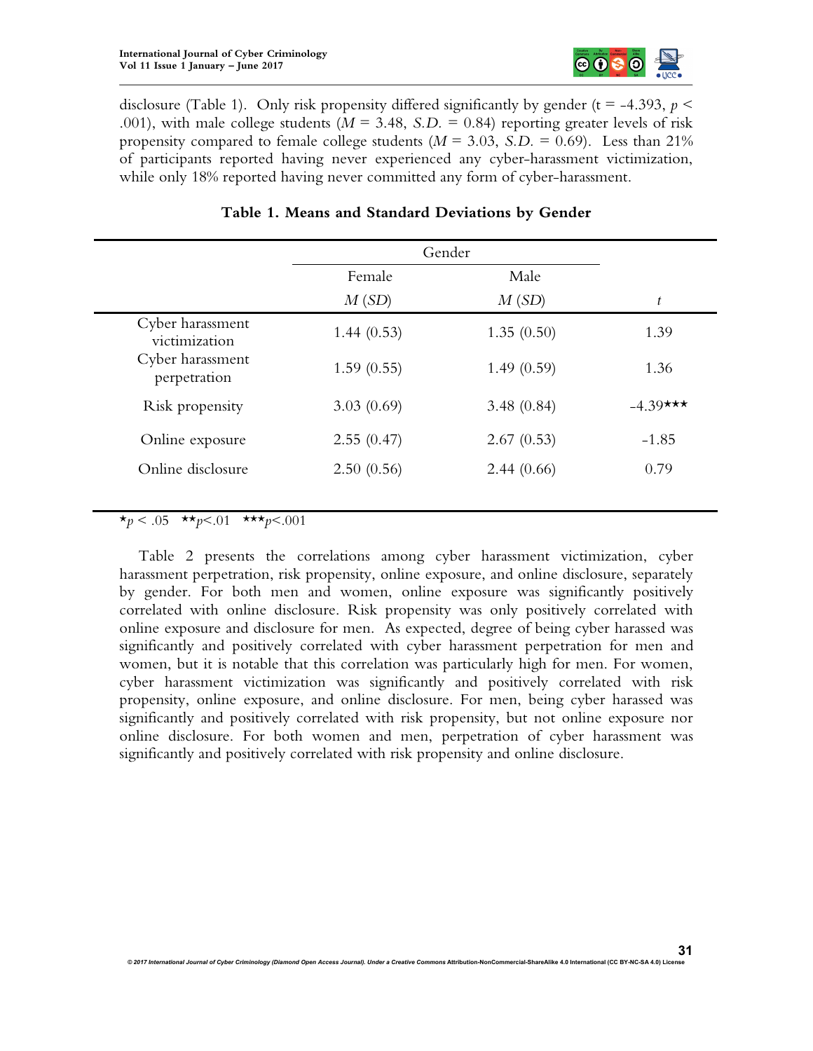disclosure (Table 1). Only risk propensity differed significantly by gender (t = -4.393, $p < .001$), with male college students ($M = 3.48$, $S.D. = 0.84$) reporting greater levels of risk propensity compared to female college students ($M = 3.03$, $S.D. = 0.69$). Less than 21% of participants reported having never experienced any cyber-harassment victimization, while only 18% reported having never committed any form of cyber-harassment.

**Table 1. Means and Standard Deviations by Gender**

| | Gender | | |
|---|---|---|---|
| | Female | Male | |
| | *M* (*SD*) | *M* (*SD*) | *t* |
| Cyber harassment victimization | 1.44 (0.53) | 1.35 (0.50) | 1.39 |
| Cyber harassment perpetration | 1.59 (0.55) | 1.49 (0.59) | 1.36 |
| Risk propensity | 3.03 (0.69) | 3.48 (0.84) | -4.39*** |
| Online exposure | 2.55 (0.47) | 2.67 (0.53) | -1.85 |
| Online disclosure | 2.50 (0.56) | 2.44 (0.66) | 0.79 |

*$p < .05$ **$p<.01$ ***$p<.001$

Table 2 presents the correlations among cyber harassment victimization, cyber harassment perpetration, risk propensity, online exposure, and online disclosure, separately by gender. For both men and women, online exposure was significantly positively correlated with online disclosure. Risk propensity was only positively correlated with online exposure and disclosure for men. As expected, degree of being cyber harassed was significantly and positively correlated with cyber harassment perpetration for men and women, but it is notable that this correlation was particularly high for men. For women, cyber harassment victimization was significantly and positively correlated with risk propensity, online exposure, and online disclosure. For men, being cyber harassed was significantly and positively correlated with risk propensity, but not online exposure nor online disclosure. For both women and men, perpetration of cyber harassment was significantly and positively correlated with risk propensity and online disclosure.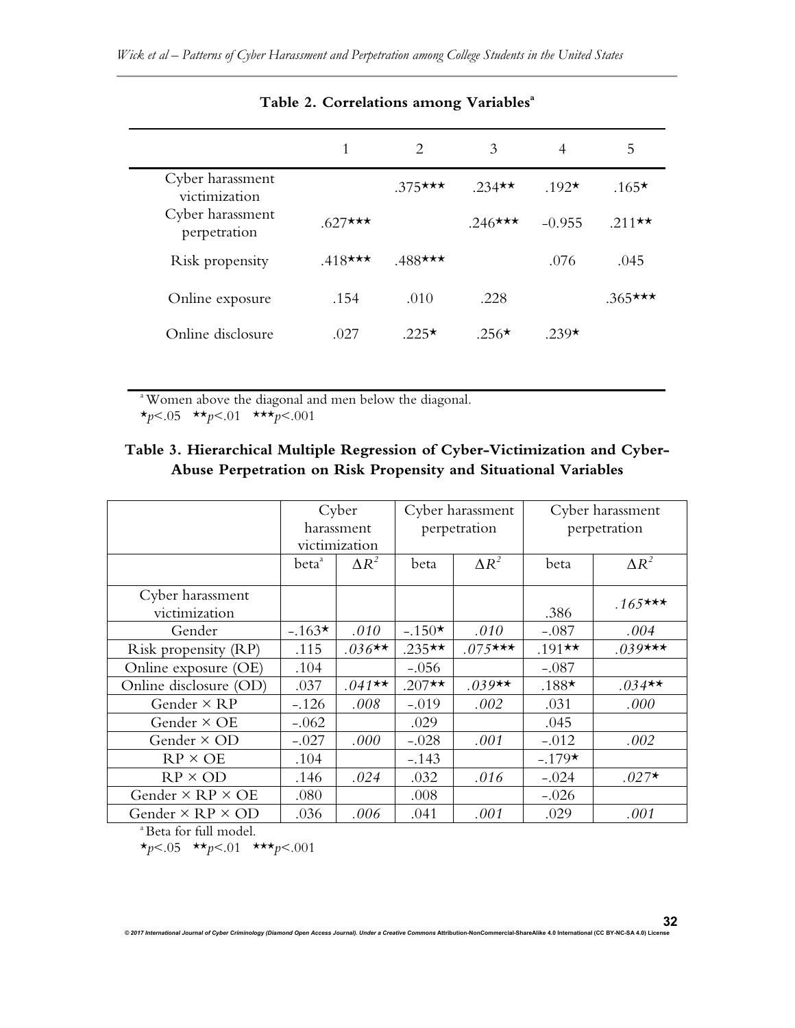**Table 2. Correlations among Variables[a]**

| | 1 | 2 | 3 | 4 | 5 |
|---|---|---|---|---|---|
| Cyber harassment victimization | | .375*** | .234** | .192* | .165* |
| Cyber harassment perpetration | .627*** | | .246*** | -0.955 | .211** |
| Risk propensity | .418*** | .488*** | | .076 | .045 |
| Online exposure | .154 | .010 | .228 | | .365*** |
| Online disclosure | .027 | .225* | .256* | .239* | |

[a] Women above the diagonal and men below the diagonal.

*$p$<.05 **$p$<.01 ***$p$<.001

**Table 3. Hierarchical Multiple Regression of Cyber-Victimization and Cyber-Abuse Perpetration on Risk Propensity and Situational Variables**

| | Cyber harassment victimization | | Cyber harassment perpetration | | Cyber harassment perpetration | |
|---|---|---|---|---|---|---|
| | beta[a] | $\Delta R^2$ | beta | $\Delta R^2$ | beta | $\Delta R^2$ |
| Cyber harassment victimization | | | | | .386 | *.165**** |
| Gender | -.163* | *.010* | -.150* | *.010* | -.087 | *.004* |
| Risk propensity (RP) | .115 | *.036*** | .235** | *.075**** | .191** | *.039**** |
| Online exposure (OE) | .104 | | -.056 | | -.087 | |
| Online disclosure (OD) | .037 | *.041*** | .207** | *.039*** | .188* | *.034*** |
| Gender × RP | -.126 | *.008* | -.019 | *.002* | .031 | *.000* |
| Gender × OE | -.062 | | .029 | | .045 | |
| Gender × OD | -.027 | *.000* | -.028 | *.001* | -.012 | *.002* |
| RP × OE | .104 | | -.143 | | -.179* | |
| RP × OD | .146 | *.024* | .032 | *.016* | -.024 | *.027** |
| Gender × RP × OE | .080 | | .008 | | -.026 | |
| Gender × RP × OD | .036 | *.006* | .041 | *.001* | .029 | *.001* |

[a] Beta for full model.

*$p$<.05 **$p$<.01 ***$p$<.001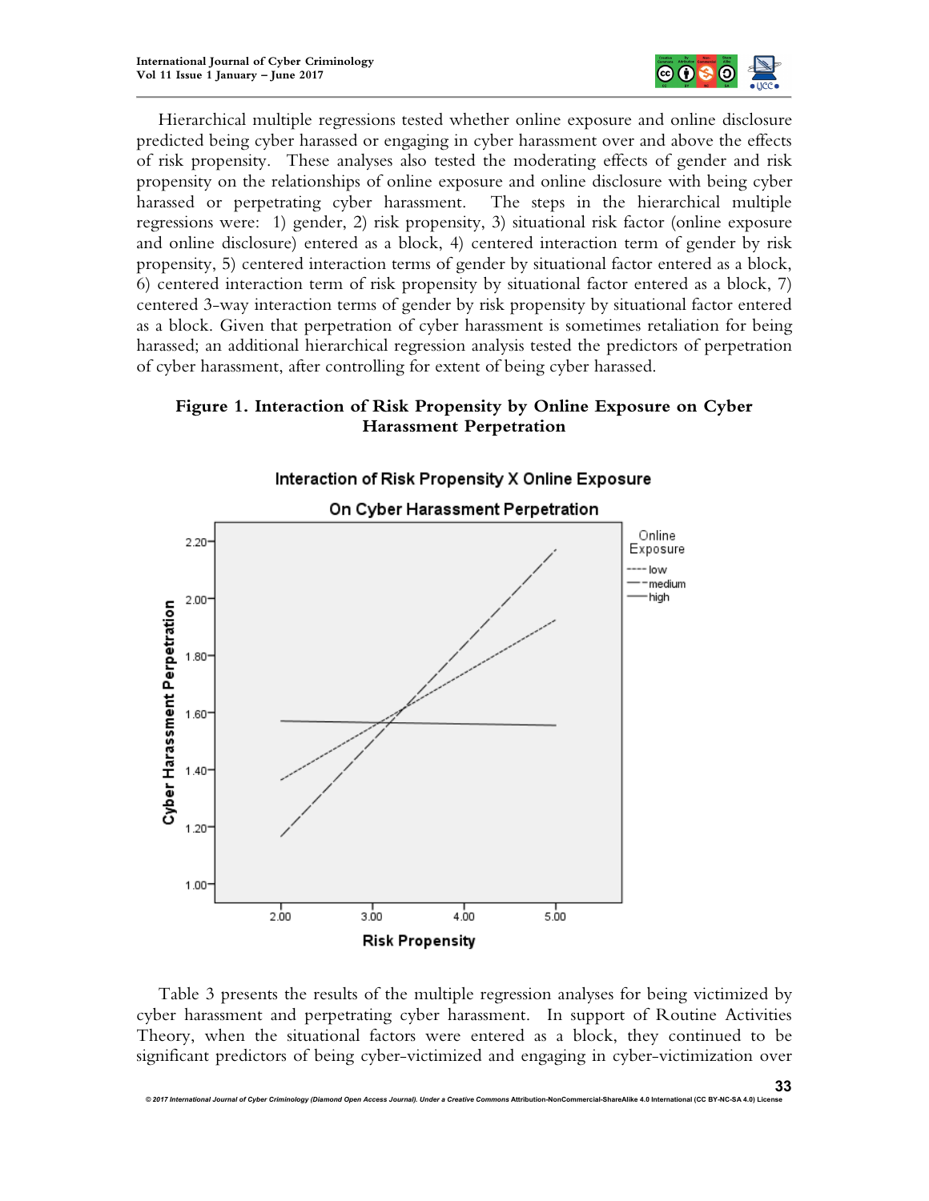Hierarchical multiple regressions tested whether online exposure and online disclosure predicted being cyber harassed or engaging in cyber harassment over and above the effects of risk propensity. These analyses also tested the moderating effects of gender and risk propensity on the relationships of online exposure and online disclosure with being cyber harassed or perpetrating cyber harassment. The steps in the hierarchical multiple regressions were: 1) gender, 2) risk propensity, 3) situational risk factor (online exposure and online disclosure) entered as a block, 4) centered interaction term of gender by risk propensity, 5) centered interaction terms of gender by situational factor entered as a block, 6) centered interaction term of risk propensity by situational factor entered as a block, 7) centered 3-way interaction terms of gender by risk propensity by situational factor entered as a block. Given that perpetration of cyber harassment is sometimes retaliation for being harassed; an additional hierarchical regression analysis tested the predictors of perpetration of cyber harassment, after controlling for extent of being cyber harassed.

**Figure 1. Interaction of Risk Propensity by Online Exposure on Cyber Harassment Perpetration**

Table 3 presents the results of the multiple regression analyses for being victimized by cyber harassment and perpetrating cyber harassment. In support of Routine Activities Theory, when the situational factors were entered as a block, they continued to be significant predictors of being cyber-victimized and engaging in cyber-victimization over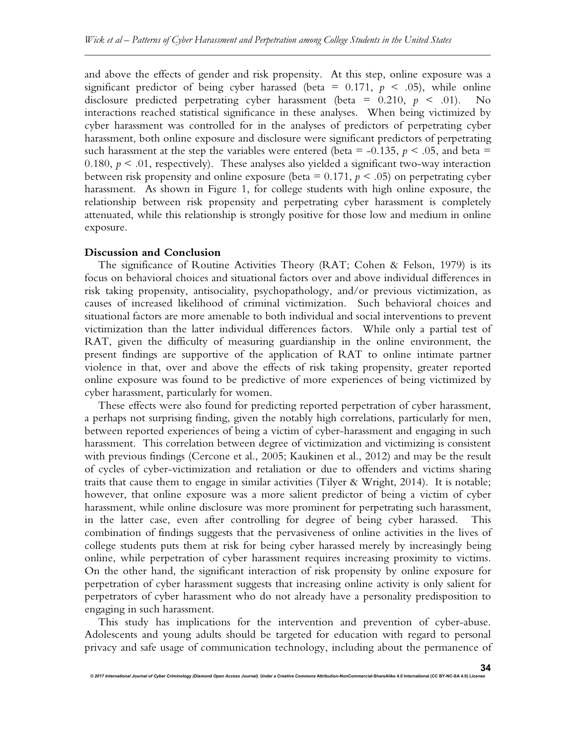and above the effects of gender and risk propensity. At this step, online exposure was a significant predictor of being cyber harassed (beta = 0.171, $p < .05$), while online disclosure predicted perpetrating cyber harassment (beta = 0.210, $p < .01$). No interactions reached statistical significance in these analyses. When being victimized by cyber harassment was controlled for in the analyses of predictors of perpetrating cyber harassment, both online exposure and disclosure were significant predictors of perpetrating such harassment at the step the variables were entered (beta = -0.135, $p < .05$, and beta = 0.180, $p < .01$, respectively). These analyses also yielded a significant two-way interaction between risk propensity and online exposure (beta = 0.171, $p < .05$) on perpetrating cyber harassment. As shown in Figure 1, for college students with high online exposure, the relationship between risk propensity and perpetrating cyber harassment is completely attenuated, while this relationship is strongly positive for those low and medium in online exposure.

## Discussion and Conclusion

The significance of Routine Activities Theory (RAT; Cohen & Felson, 1979) is its focus on behavioral choices and situational factors over and above individual differences in risk taking propensity, antisociality, psychopathology, and/or previous victimization, as causes of increased likelihood of criminal victimization. Such behavioral choices and situational factors are more amenable to both individual and social interventions to prevent victimization than the latter individual differences factors. While only a partial test of RAT, given the difficulty of measuring guardianship in the online environment, the present findings are supportive of the application of RAT to online intimate partner violence in that, over and above the effects of risk taking propensity, greater reported online exposure was found to be predictive of more experiences of being victimized by cyber harassment, particularly for women.

These effects were also found for predicting reported perpetration of cyber harassment, a perhaps not surprising finding, given the notably high correlations, particularly for men, between reported experiences of being a victim of cyber-harassment and engaging in such harassment. This correlation between degree of victimization and victimizing is consistent with previous findings (Cercone et al., 2005; Kaukinen et al., 2012) and may be the result of cycles of cyber-victimization and retaliation or due to offenders and victims sharing traits that cause them to engage in similar activities (Tilyer & Wright, 2014). It is notable; however, that online exposure was a more salient predictor of being a victim of cyber harassment, while online disclosure was more prominent for perpetrating such harassment, in the latter case, even after controlling for degree of being cyber harassed. This combination of findings suggests that the pervasiveness of online activities in the lives of college students puts them at risk for being cyber harassed merely by increasingly being online, while perpetration of cyber harassment requires increasing proximity to victims. On the other hand, the significant interaction of risk propensity by online exposure for perpetration of cyber harassment suggests that increasing online activity is only salient for perpetrators of cyber harassment who do not already have a personality predisposition to engaging in such harassment.

This study has implications for the intervention and prevention of cyber-abuse. Adolescents and young adults should be targeted for education with regard to personal privacy and safe usage of communication technology, including about the permanence of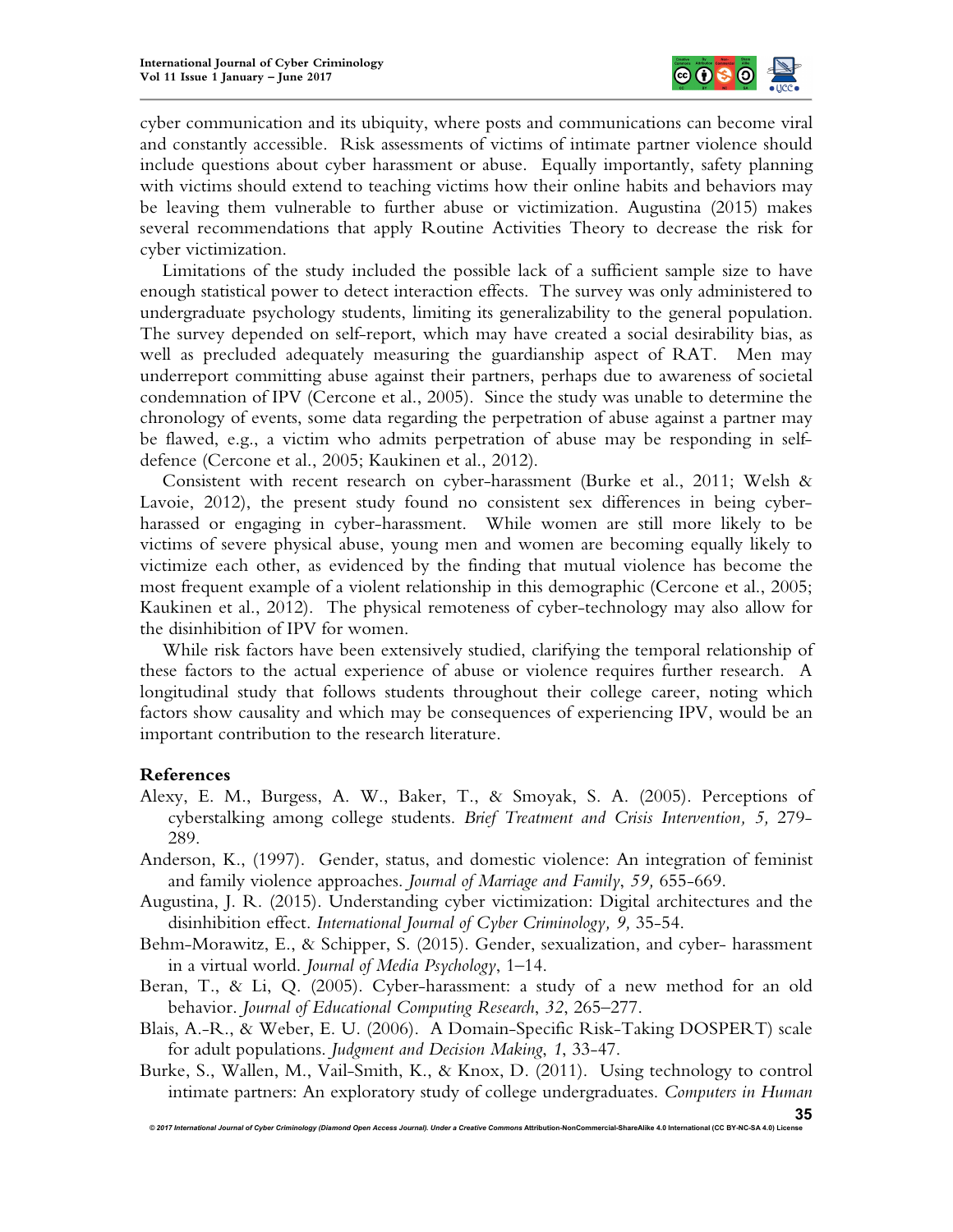cyber communication and its ubiquity, where posts and communications can become viral and constantly accessible. Risk assessments of victims of intimate partner violence should include questions about cyber harassment or abuse. Equally importantly, safety planning with victims should extend to teaching victims how their online habits and behaviors may be leaving them vulnerable to further abuse or victimization. Augustina (2015) makes several recommendations that apply Routine Activities Theory to decrease the risk for cyber victimization.

Limitations of the study included the possible lack of a sufficient sample size to have enough statistical power to detect interaction effects. The survey was only administered to undergraduate psychology students, limiting its generalizability to the general population. The survey depended on self-report, which may have created a social desirability bias, as well as precluded adequately measuring the guardianship aspect of RAT. Men may underreport committing abuse against their partners, perhaps due to awareness of societal condemnation of IPV (Cercone et al., 2005). Since the study was unable to determine the chronology of events, some data regarding the perpetration of abuse against a partner may be flawed, e.g., a victim who admits perpetration of abuse may be responding in self-defence (Cercone et al., 2005; Kaukinen et al., 2012).

Consistent with recent research on cyber-harassment (Burke et al., 2011; Welsh & Lavoie, 2012), the present study found no consistent sex differences in being cyber-harassed or engaging in cyber-harassment. While women are still more likely to be victims of severe physical abuse, young men and women are becoming equally likely to victimize each other, as evidenced by the finding that mutual violence has become the most frequent example of a violent relationship in this demographic (Cercone et al., 2005; Kaukinen et al., 2012). The physical remoteness of cyber-technology may also allow for the disinhibition of IPV for women.

While risk factors have been extensively studied, clarifying the temporal relationship of these factors to the actual experience of abuse or violence requires further research. A longitudinal study that follows students throughout their college career, noting which factors show causality and which may be consequences of experiencing IPV, would be an important contribution to the research literature.

## References

Alexy, E. M., Burgess, A. W., Baker, T., & Smoyak, S. A. (2005). Perceptions of cyberstalking among college students. *Brief Treatment and Crisis Intervention, 5,* 279-289.

Anderson, K., (1997). Gender, status, and domestic violence: An integration of feminist and family violence approaches. *Journal of Marriage and Family*, *59,* 655-669.

Augustina, J. R. (2015). Understanding cyber victimization: Digital architectures and the disinhibition effect. *International Journal of Cyber Criminology, 9,* 35-54.

Behm-Morawitz, E., & Schipper, S. (2015). Gender, sexualization, and cyber- harassment in a virtual world. *Journal of Media Psychology*, 1–14.

Beran, T., & Li, Q. (2005). Cyber-harassment: a study of a new method for an old behavior. *Journal of Educational Computing Research*, *32*, 265–277.

Blais, A.-R., & Weber, E. U. (2006). A Domain-Specific Risk-Taking DOSPERT) scale for adult populations. *Judgment and Decision Making*, *1*, 33-47.

Burke, S., Wallen, M., Vail-Smith, K., & Knox, D. (2011). Using technology to control intimate partners: An exploratory study of college undergraduates. *Computers in Human*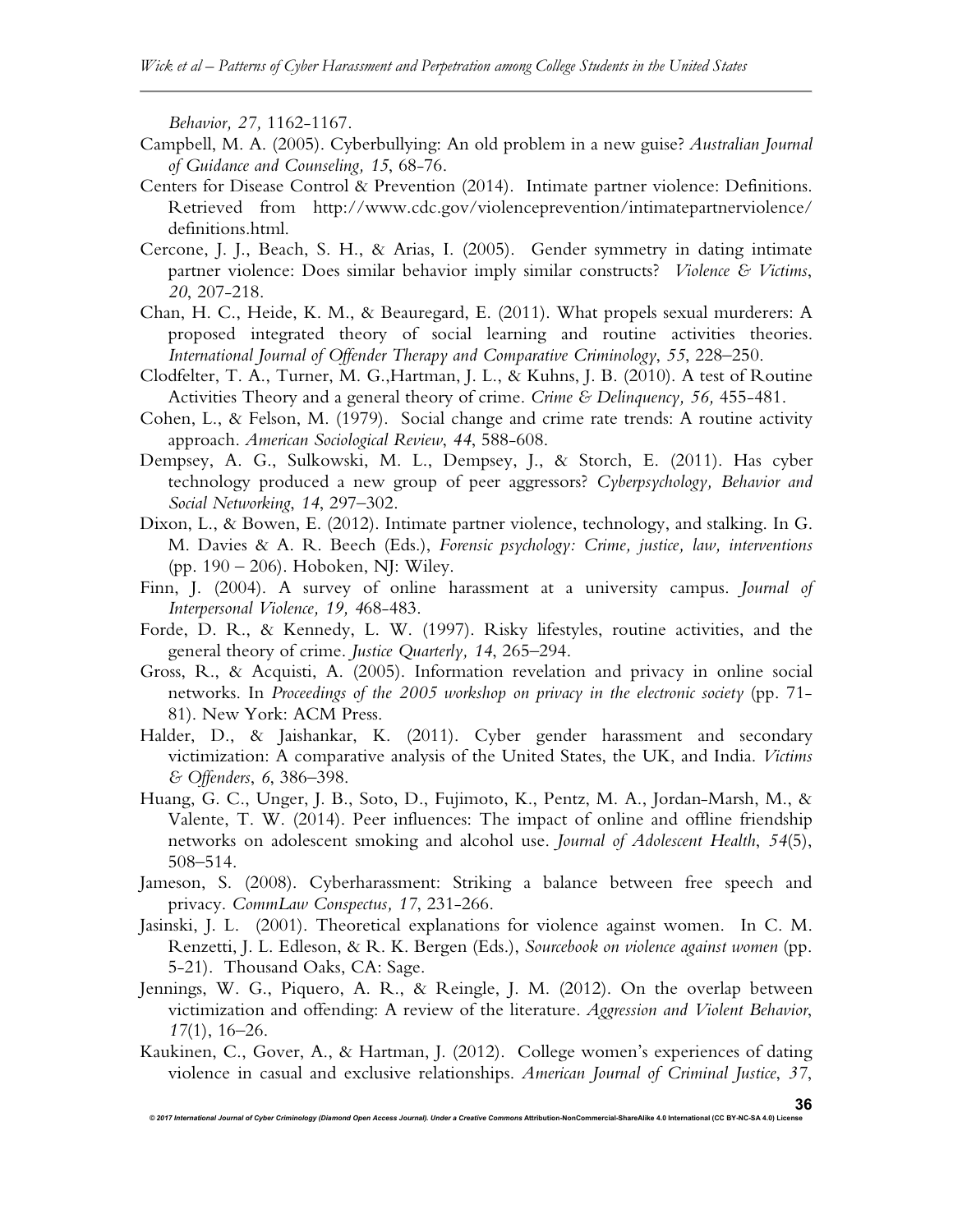*Behavior, 27,* 1162-1167.

Campbell, M. A. (2005). Cyberbullying: An old problem in a new guise? *Australian Journal of Guidance and Counseling, 15*, 68-76.

Centers for Disease Control & Prevention (2014). Intimate partner violence: Definitions. Retrieved from http://www.cdc.gov/violenceprevention/intimatepartnerviolence/definitions.html.

Cercone, J. J., Beach, S. H., & Arias, I. (2005). Gender symmetry in dating intimate partner violence: Does similar behavior imply similar constructs? *Violence & Victims*, *20*, 207-218.

Chan, H. C., Heide, K. M., & Beauregard, E. (2011). What propels sexual murderers: A proposed integrated theory of social learning and routine activities theories. *International Journal of Offender Therapy and Comparative Criminology*, *55*, 228–250.

Clodfelter, T. A., Turner, M. G.,Hartman, J. L., & Kuhns, J. B. (2010). A test of Routine Activities Theory and a general theory of crime. *Crime & Delinquency, 56,* 455-481.

Cohen, L., & Felson, M. (1979). Social change and crime rate trends: A routine activity approach. *American Sociological Review*, *44*, 588-608.

Dempsey, A. G., Sulkowski, M. L., Dempsey, J., & Storch, E. (2011). Has cyber technology produced a new group of peer aggressors? *Cyberpsychology, Behavior and Social Networking*, *14*, 297–302.

Dixon, L., & Bowen, E. (2012). Intimate partner violence, technology, and stalking. In G. M. Davies & A. R. Beech (Eds.), *Forensic psychology: Crime, justice, law, interventions* (pp. 190 – 206). Hoboken, NJ: Wiley.

Finn, J. (2004). A survey of online harassment at a university campus. *Journal of Interpersonal Violence, 19, 4*68-483.

Forde, D. R., & Kennedy, L. W. (1997). Risky lifestyles, routine activities, and the general theory of crime. *Justice Quarterly, 14*, 265–294.

Gross, R., & Acquisti, A. (2005). Information revelation and privacy in online social networks. In *Proceedings of the 2005 workshop on privacy in the electronic society* (pp. 71-81). New York: ACM Press.

Halder, D., & Jaishankar, K. (2011). Cyber gender harassment and secondary victimization: A comparative analysis of the United States, the UK, and India. *Victims & Offenders*, *6*, 386–398.

Huang, G. C., Unger, J. B., Soto, D., Fujimoto, K., Pentz, M. A., Jordan-Marsh, M., & Valente, T. W. (2014). Peer influences: The impact of online and offline friendship networks on adolescent smoking and alcohol use. *Journal of Adolescent Health*, *54*(5), 508–514.

Jameson, S. (2008). Cyberharassment: Striking a balance between free speech and privacy. *CommLaw Conspectus, 17*, 231-266.

Jasinski, J. L. (2001). Theoretical explanations for violence against women. In C. M. Renzetti, J. L. Edleson, & R. K. Bergen (Eds.), *Sourcebook on violence against women* (pp. 5-21). Thousand Oaks, CA: Sage.

Jennings, W. G., Piquero, A. R., & Reingle, J. M. (2012). On the overlap between victimization and offending: A review of the literature. *Aggression and Violent Behavior*, *17*(1), 16–26.

Kaukinen, C., Gover, A., & Hartman, J. (2012). College women's experiences of dating violence in casual and exclusive relationships. *American Journal of Criminal Justice*, *37*,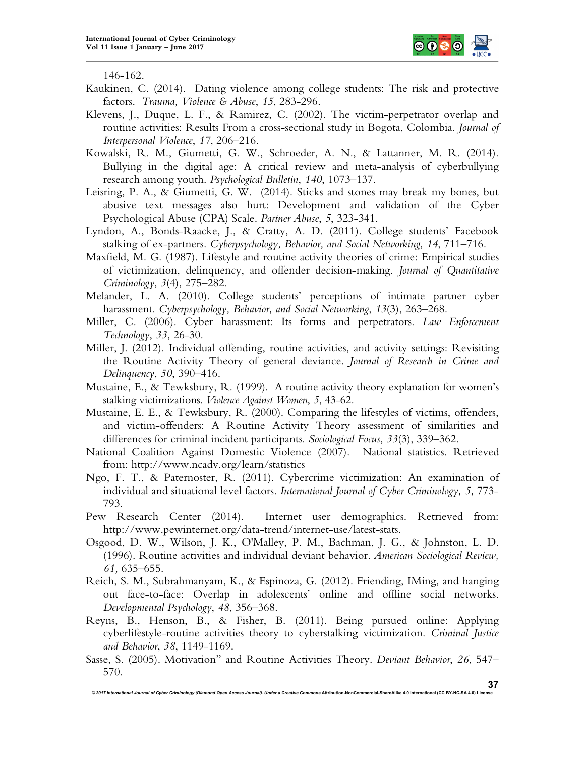146-162.

Kaukinen, C. (2014). Dating violence among college students: The risk and protective factors. *Trauma, Violence & Abuse*, *15*, 283-296.

Klevens, J., Duque, L. F., & Ramirez, C. (2002). The victim-perpetrator overlap and routine activities: Results From a cross-sectional study in Bogota, Colombia. *Journal of Interpersonal Violence*, *17*, 206–216.

Kowalski, R. M., Giumetti, G. W., Schroeder, A. N., & Lattanner, M. R. (2014). Bullying in the digital age: A critical review and meta-analysis of cyberbullying research among youth. *Psychological Bulletin*, *140*, 1073–137.

Leisring, P. A., & Giumetti, G. W. (2014). Sticks and stones may break my bones, but abusive text messages also hurt: Development and validation of the Cyber Psychological Abuse (CPA) Scale. *Partner Abuse*, *5*, 323-341.

Lyndon, A., Bonds-Raacke, J., & Cratty, A. D. (2011). College students' Facebook stalking of ex-partners. *Cyberpsychology, Behavior, and Social Networking*, *14*, 711–716.

Maxfield, M. G. (1987). Lifestyle and routine activity theories of crime: Empirical studies of victimization, delinquency, and offender decision-making. *Journal of Quantitative Criminology*, *3*(4), 275–282.

Melander, L. A. (2010). College students' perceptions of intimate partner cyber harassment. *Cyberpsychology, Behavior, and Social Networking*, *13*(3), 263–268.

Miller, C. (2006). Cyber harassment: Its forms and perpetrators. *Law Enforcement Technology*, *33*, 26-30.

Miller, J. (2012). Individual offending, routine activities, and activity settings: Revisiting the Routine Activity Theory of general deviance. *Journal of Research in Crime and Delinquency*, *50*, 390–416.

Mustaine, E., & Tewksbury, R. (1999). A routine activity theory explanation for women's stalking victimizations. *Violence Against Women*, *5*, 43-62.

Mustaine, E. E., & Tewksbury, R. (2000). Comparing the lifestyles of victims, offenders, and victim-offenders: A Routine Activity Theory assessment of similarities and differences for criminal incident participants. *Sociological Focus*, *33*(3), 339–362.

National Coalition Against Domestic Violence (2007). National statistics. Retrieved from: http://www.ncadv.org/learn/statistics

Ngo, F. T., & Paternoster, R. (2011). Cybercrime victimization: An examination of individual and situational level factors. *International Journal of Cyber Criminology, 5,* 773-793.

Pew Research Center (2014). Internet user demographics. Retrieved from: http://www.pewinternet.org/data-trend/internet-use/latest-stats.

Osgood, D. W., Wilson, J. K., O'Malley, P. M., Bachman, J. G., & Johnston, L. D. (1996). Routine activities and individual deviant behavior. *American Sociological Review, 61,* 635–655.

Reich, S. M., Subrahmanyam, K., & Espinoza, G. (2012). Friending, IMing, and hanging out face-to-face: Overlap in adolescents' online and offline social networks. *Developmental Psychology*, *48*, 356–368.

Reyns, B., Henson, B., & Fisher, B. (2011). Being pursued online: Applying cyberlifestyle-routine activities theory to cyberstalking victimization. *Criminal Justice and Behavior*, *38*, 1149-1169.

Sasse, S. (2005). Motivation" and Routine Activities Theory. *Deviant Behavior*, *26*, 547–570.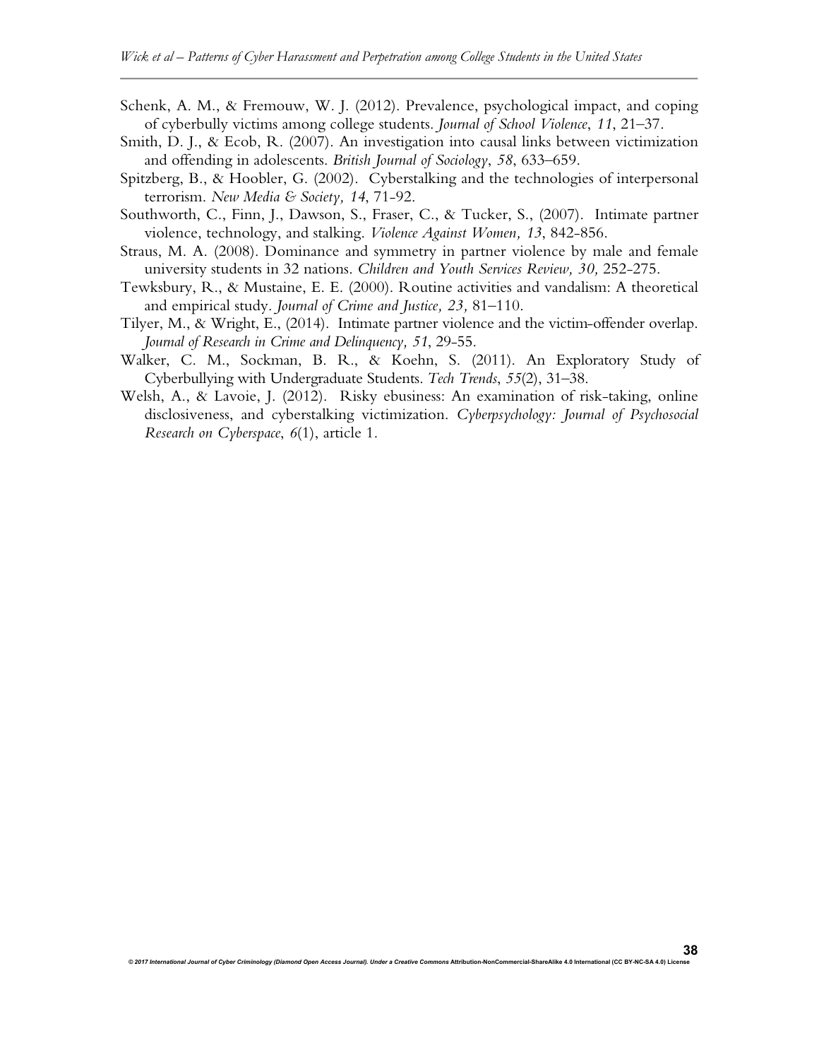Schenk, A. M., & Fremouw, W. J. (2012). Prevalence, psychological impact, and coping of cyberbully victims among college students. *Journal of School Violence*, *11*, 21–37.

Smith, D. J., & Ecob, R. (2007). An investigation into causal links between victimization and offending in adolescents. *British Journal of Sociology*, *58*, 633–659.

Spitzberg, B., & Hoobler, G. (2002). Cyberstalking and the technologies of interpersonal terrorism. *New Media & Society, 14*, 71-92.

Southworth, C., Finn, J., Dawson, S., Fraser, C., & Tucker, S., (2007). Intimate partner violence, technology, and stalking. *Violence Against Women, 13*, 842-856.

Straus, M. A. (2008). Dominance and symmetry in partner violence by male and female university students in 32 nations. *Children and Youth Services Review, 30,* 252-275.

Tewksbury, R., & Mustaine, E. E. (2000). Routine activities and vandalism: A theoretical and empirical study. *Journal of Crime and Justice, 23,* 81–110.

Tilyer, M., & Wright, E., (2014). Intimate partner violence and the victim-offender overlap. *Journal of Research in Crime and Delinquency, 51*, 29-55.

Walker, C. M., Sockman, B. R., & Koehn, S. (2011). An Exploratory Study of Cyberbullying with Undergraduate Students. *Tech Trends*, *55*(2), 31–38.

Welsh, A., & Lavoie, J. (2012). Risky ebusiness: An examination of risk-taking, online disclosiveness, and cyberstalking victimization. *Cyberpsychology: Journal of Psychosocial Research on Cyberspace*, *6*(1), article 1.